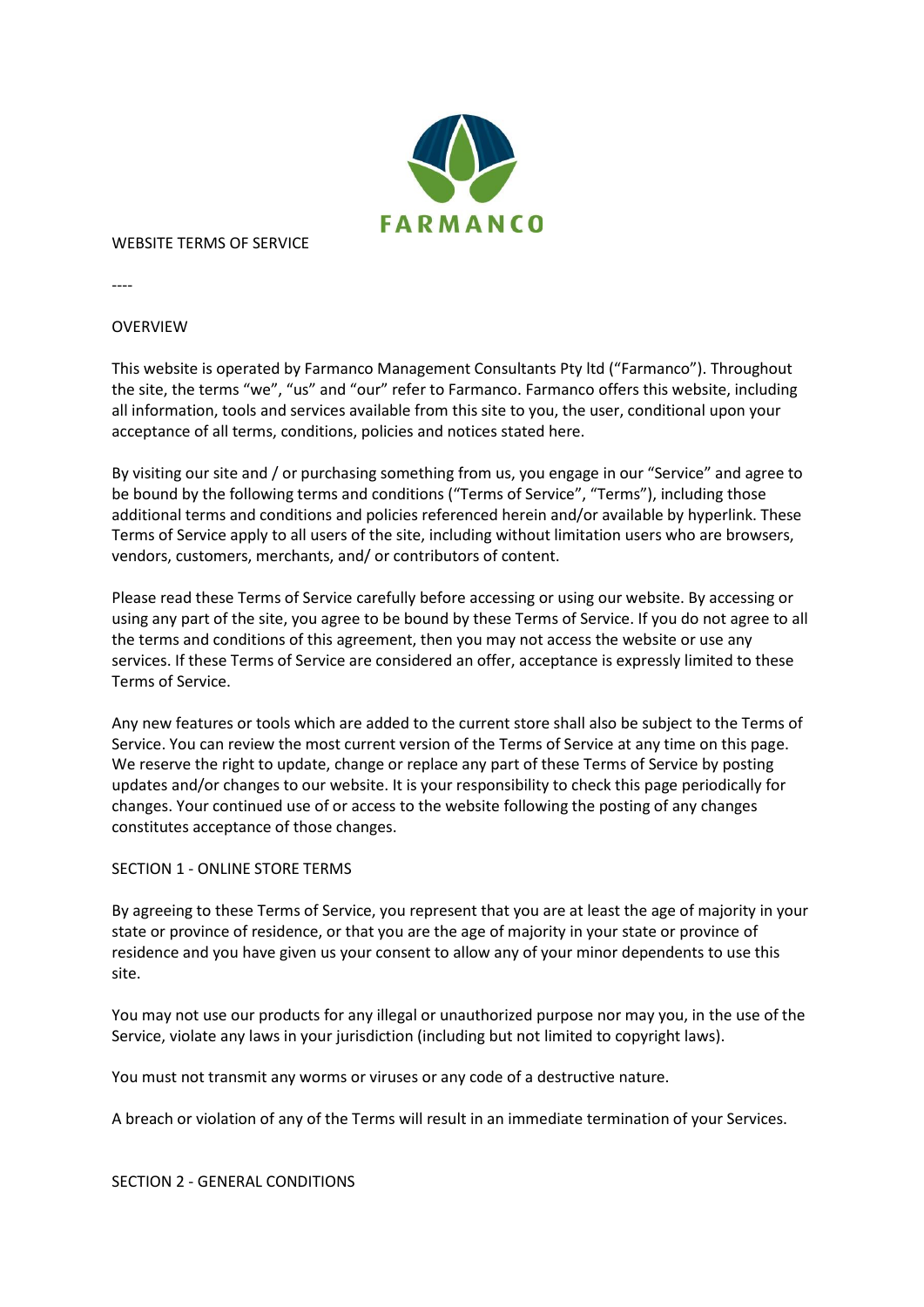FARMANCO

# WEBSITE TERMS OF SERVICE

----

## OVERVIEW

This website is operated by Farmanco Management Consultants Pty ltd (“Farmanco”). Throughout the site, the terms “we”, “us” and “our” refer to Farmanco. Farmanco offers this website, including all information, tools and services available from this site to you, the user, conditional upon your acceptance of all terms, conditions, policies and notices stated here.

By visiting our site and / or purchasing something from us, you engage in our “Service” and agree to be bound by the following terms and conditions (“Terms of Service”, “Terms”), including those additional terms and conditions and policies referenced herein and/or available by hyperlink. These Terms of Service apply to all users of the site, including without limitation users who are browsers, vendors, customers, merchants, and/ or contributors of content.

Please read these Terms of Service carefully before accessing or using our website. By accessing or using any part of the site, you agree to be bound by these Terms of Service. If you do not agree to all the terms and conditions of this agreement, then you may not access the website or use any services. If these Terms of Service are considered an offer, acceptance is expressly limited to these Terms of Service.

Any new features or tools which are added to the current store shall also be subject to the Terms of Service. You can review the most current version of the Terms of Service at any time on this page. We reserve the right to update, change or replace any part of these Terms of Service by posting updates and/or changes to our website. It is your responsibility to check this page periodically for changes. Your continued use of or access to the website following the posting of any changes constitutes acceptance of those changes.

## SECTION 1 - ONLINE STORE TERMS

By agreeing to these Terms of Service, you represent that you are at least the age of majority in your state or province of residence, or that you are the age of majority in your state or province of residence and you have given us your consent to allow any of your minor dependents to use this site.

You may not use our products for any illegal or unauthorized purpose nor may you, in the use of the Service, violate any laws in your jurisdiction (including but not limited to copyright laws).

You must not transmit any worms or viruses or any code of a destructive nature.

A breach or violation of any of the Terms will result in an immediate termination of your Services.

## SECTION 2 - GENERAL CONDITIONS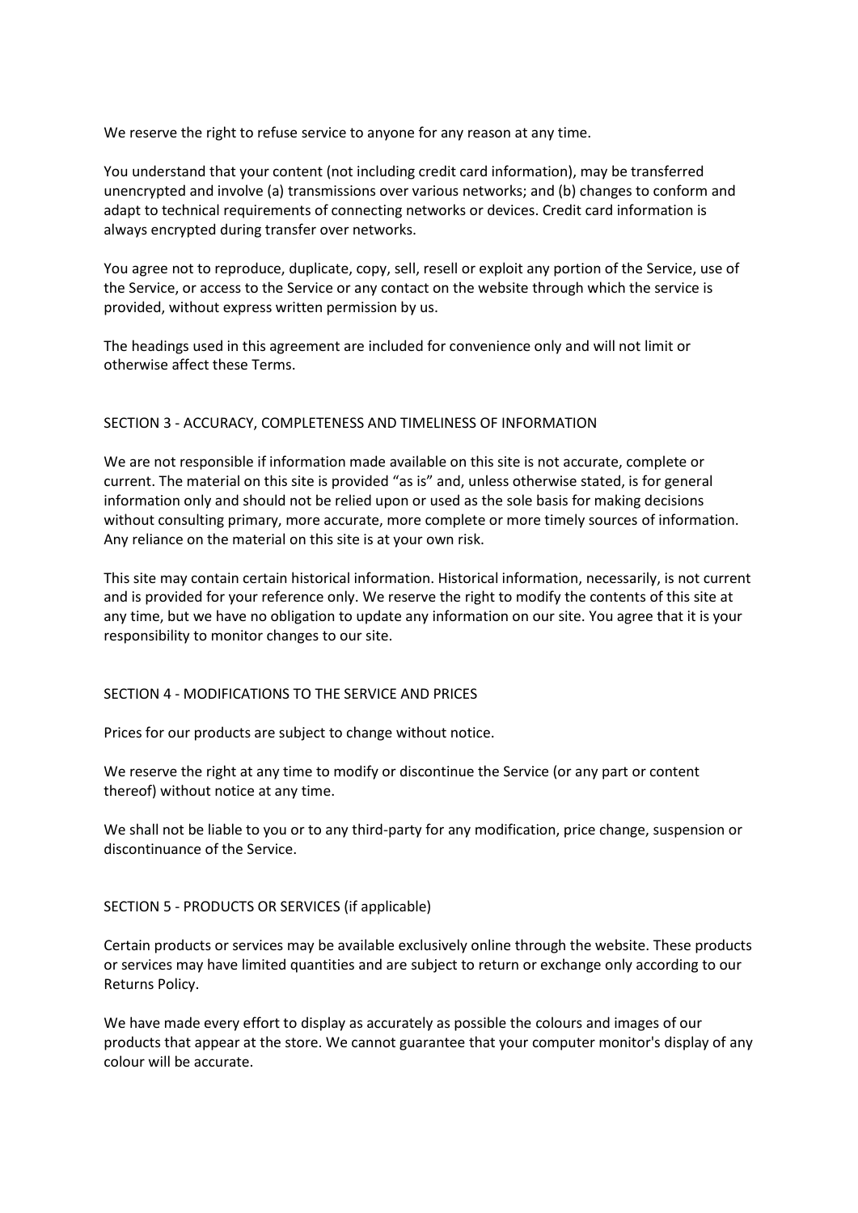We reserve the right to refuse service to anyone for any reason at any time.

You understand that your content (not including credit card information), may be transferred unencrypted and involve (a) transmissions over various networks; and (b) changes to conform and adapt to technical requirements of connecting networks or devices. Credit card information is always encrypted during transfer over networks.

You agree not to reproduce, duplicate, copy, sell, resell or exploit any portion of the Service, use of the Service, or access to the Service or any contact on the website through which the service is provided, without express written permission by us.

The headings used in this agreement are included for convenience only and will not limit or otherwise affect these Terms.

## SECTION 3 - ACCURACY, COMPLETENESS AND TIMELINESS OF INFORMATION

We are not responsible if information made available on this site is not accurate, complete or current. The material on this site is provided "as is" and, unless otherwise stated, is for general information only and should not be relied upon or used as the sole basis for making decisions without consulting primary, more accurate, more complete or more timely sources of information. Any reliance on the material on this site is at your own risk.

This site may contain certain historical information. Historical information, necessarily, is not current and is provided for your reference only. We reserve the right to modify the contents of this site at any time, but we have no obligation to update any information on our site. You agree that it is your responsibility to monitor changes to our site.

## SECTION 4 - MODIFICATIONS TO THE SERVICE AND PRICES

Prices for our products are subject to change without notice.

We reserve the right at any time to modify or discontinue the Service (or any part or content thereof) without notice at any time.

We shall not be liable to you or to any third-party for any modification, price change, suspension or discontinuance of the Service.

## SECTION 5 - PRODUCTS OR SERVICES (if applicable)

Certain products or services may be available exclusively online through the website. These products or services may have limited quantities and are subject to return or exchange only according to our Returns Policy.

We have made every effort to display as accurately as possible the colours and images of our products that appear at the store. We cannot guarantee that your computer monitor's display of any colour will be accurate.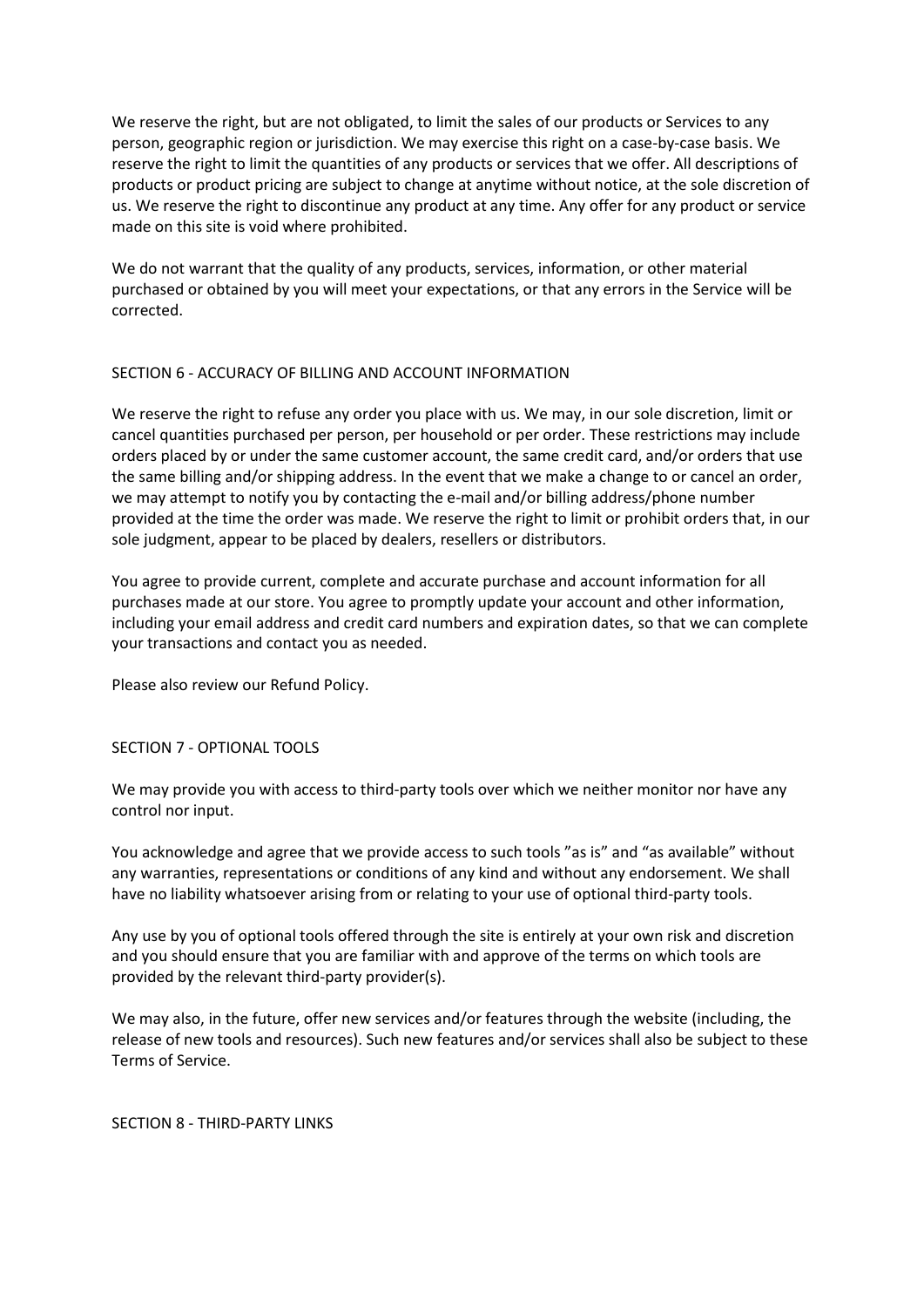We reserve the right, but are not obligated, to limit the sales of our products or Services to any person, geographic region or jurisdiction. We may exercise this right on a case-by-case basis. We reserve the right to limit the quantities of any products or services that we offer. All descriptions of products or product pricing are subject to change at anytime without notice, at the sole discretion of us. We reserve the right to discontinue any product at any time. Any offer for any product or service made on this site is void where prohibited.

We do not warrant that the quality of any products, services, information, or other material purchased or obtained by you will meet your expectations, or that any errors in the Service will be corrected.

## SECTION 6 - ACCURACY OF BILLING AND ACCOUNT INFORMATION

We reserve the right to refuse any order you place with us. We may, in our sole discretion, limit or cancel quantities purchased per person, per household or per order. These restrictions may include orders placed by or under the same customer account, the same credit card, and/or orders that use the same billing and/or shipping address. In the event that we make a change to or cancel an order, we may attempt to notify you by contacting the e-mail and/or billing address/phone number provided at the time the order was made. We reserve the right to limit or prohibit orders that, in our sole judgment, appear to be placed by dealers, resellers or distributors.

You agree to provide current, complete and accurate purchase and account information for all purchases made at our store. You agree to promptly update your account and other information, including your email address and credit card numbers and expiration dates, so that we can complete your transactions and contact you as needed.

Please also review our Refund Policy.

## SECTION 7 - OPTIONAL TOOLS

We may provide you with access to third-party tools over which we neither monitor nor have any control nor input.

You acknowledge and agree that we provide access to such tools "as is" and "as available" without any warranties, representations or conditions of any kind and without any endorsement. We shall have no liability whatsoever arising from or relating to your use of optional third-party tools.

Any use by you of optional tools offered through the site is entirely at your own risk and discretion and you should ensure that you are familiar with and approve of the terms on which tools are provided by the relevant third-party provider(s).

We may also, in the future, offer new services and/or features through the website (including, the release of new tools and resources). Such new features and/or services shall also be subject to these Terms of Service.

## SECTION 8 - THIRD-PARTY LINKS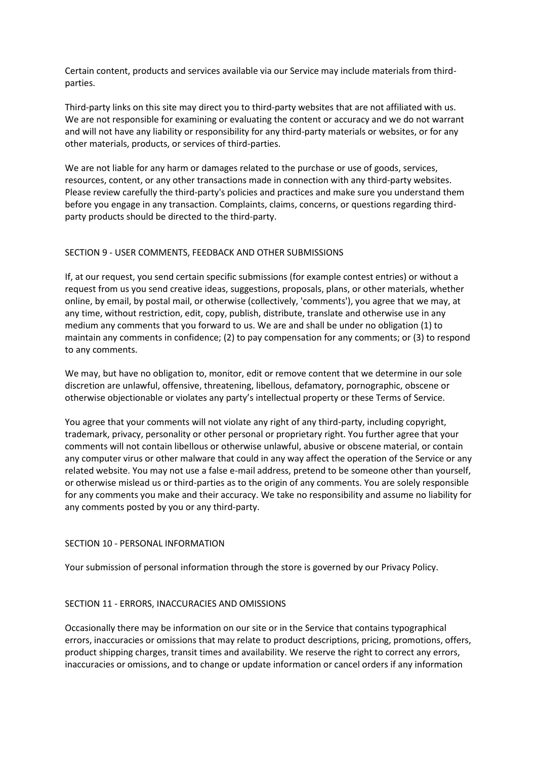Certain content, products and services available via our Service may include materials from third-parties.

Third-party links on this site may direct you to third-party websites that are not affiliated with us. We are not responsible for examining or evaluating the content or accuracy and we do not warrant and will not have any liability or responsibility for any third-party materials or websites, or for any other materials, products, or services of third-parties.

We are not liable for any harm or damages related to the purchase or use of goods, services, resources, content, or any other transactions made in connection with any third-party websites. Please review carefully the third-party's policies and practices and make sure you understand them before you engage in any transaction. Complaints, claims, concerns, or questions regarding third-party products should be directed to the third-party.

## SECTION 9 - USER COMMENTS, FEEDBACK AND OTHER SUBMISSIONS

If, at our request, you send certain specific submissions (for example contest entries) or without a request from us you send creative ideas, suggestions, proposals, plans, or other materials, whether online, by email, by postal mail, or otherwise (collectively, 'comments'), you agree that we may, at any time, without restriction, edit, copy, publish, distribute, translate and otherwise use in any medium any comments that you forward to us. We are and shall be under no obligation (1) to maintain any comments in confidence; (2) to pay compensation for any comments; or (3) to respond to any comments.

We may, but have no obligation to, monitor, edit or remove content that we determine in our sole discretion are unlawful, offensive, threatening, libellous, defamatory, pornographic, obscene or otherwise objectionable or violates any party's intellectual property or these Terms of Service.

You agree that your comments will not violate any right of any third-party, including copyright, trademark, privacy, personality or other personal or proprietary right. You further agree that your comments will not contain libellous or otherwise unlawful, abusive or obscene material, or contain any computer virus or other malware that could in any way affect the operation of the Service or any related website. You may not use a false e-mail address, pretend to be someone other than yourself, or otherwise mislead us or third-parties as to the origin of any comments. You are solely responsible for any comments you make and their accuracy. We take no responsibility and assume no liability for any comments posted by you or any third-party.

## SECTION 10 - PERSONAL INFORMATION

Your submission of personal information through the store is governed by our Privacy Policy.

## SECTION 11 - ERRORS, INACCURACIES AND OMISSIONS

Occasionally there may be information on our site or in the Service that contains typographical errors, inaccuracies or omissions that may relate to product descriptions, pricing, promotions, offers, product shipping charges, transit times and availability. We reserve the right to correct any errors, inaccuracies or omissions, and to change or update information or cancel orders if any information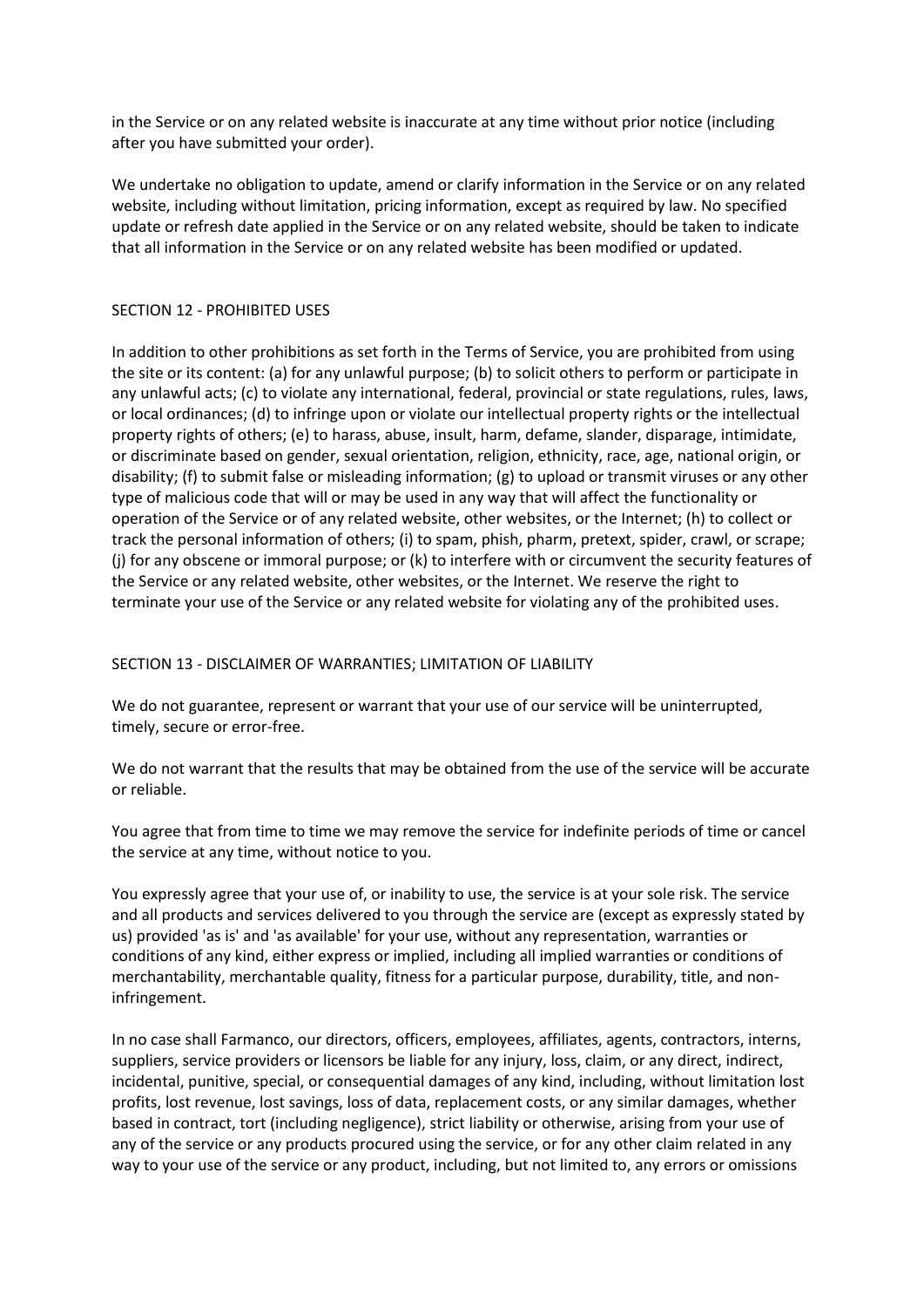in the Service or on any related website is inaccurate at any time without prior notice (including after you have submitted your order).

We undertake no obligation to update, amend or clarify information in the Service or on any related website, including without limitation, pricing information, except as required by law. No specified update or refresh date applied in the Service or on any related website, should be taken to indicate that all information in the Service or on any related website has been modified or updated.

## SECTION 12 - PROHIBITED USES

In addition to other prohibitions as set forth in the Terms of Service, you are prohibited from using the site or its content: (a) for any unlawful purpose; (b) to solicit others to perform or participate in any unlawful acts; (c) to violate any international, federal, provincial or state regulations, rules, laws, or local ordinances; (d) to infringe upon or violate our intellectual property rights or the intellectual property rights of others; (e) to harass, abuse, insult, harm, defame, slander, disparage, intimidate, or discriminate based on gender, sexual orientation, religion, ethnicity, race, age, national origin, or disability; (f) to submit false or misleading information; (g) to upload or transmit viruses or any other type of malicious code that will or may be used in any way that will affect the functionality or operation of the Service or of any related website, other websites, or the Internet; (h) to collect or track the personal information of others; (i) to spam, phish, pharm, pretext, spider, crawl, or scrape; (j) for any obscene or immoral purpose; or (k) to interfere with or circumvent the security features of the Service or any related website, other websites, or the Internet. We reserve the right to terminate your use of the Service or any related website for violating any of the prohibited uses.

## SECTION 13 - DISCLAIMER OF WARRANTIES; LIMITATION OF LIABILITY

We do not guarantee, represent or warrant that your use of our service will be uninterrupted, timely, secure or error-free.

We do not warrant that the results that may be obtained from the use of the service will be accurate or reliable.

You agree that from time to time we may remove the service for indefinite periods of time or cancel the service at any time, without notice to you.

You expressly agree that your use of, or inability to use, the service is at your sole risk. The service and all products and services delivered to you through the service are (except as expressly stated by us) provided 'as is' and 'as available' for your use, without any representation, warranties or conditions of any kind, either express or implied, including all implied warranties or conditions of merchantability, merchantable quality, fitness for a particular purpose, durability, title, and non-infringement.

In no case shall Farmanco, our directors, officers, employees, affiliates, agents, contractors, interns, suppliers, service providers or licensors be liable for any injury, loss, claim, or any direct, indirect, incidental, punitive, special, or consequential damages of any kind, including, without limitation lost profits, lost revenue, lost savings, loss of data, replacement costs, or any similar damages, whether based in contract, tort (including negligence), strict liability or otherwise, arising from your use of any of the service or any products procured using the service, or for any other claim related in any way to your use of the service or any product, including, but not limited to, any errors or omissions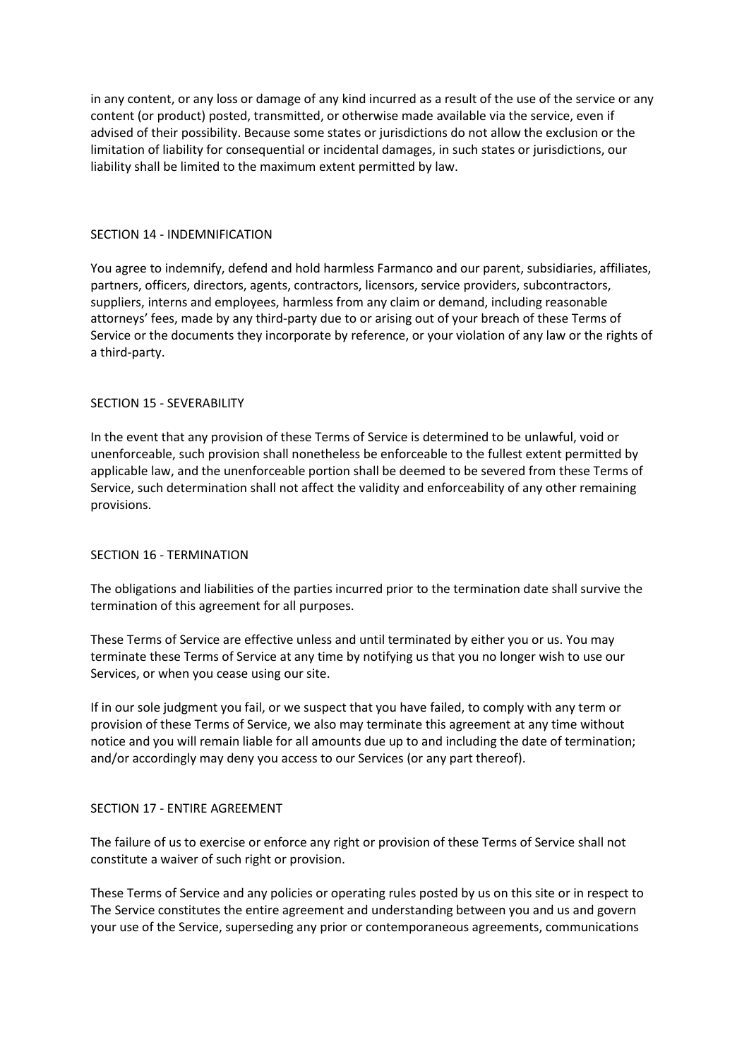in any content, or any loss or damage of any kind incurred as a result of the use of the service or any content (or product) posted, transmitted, or otherwise made available via the service, even if advised of their possibility. Because some states or jurisdictions do not allow the exclusion or the limitation of liability for consequential or incidental damages, in such states or jurisdictions, our liability shall be limited to the maximum extent permitted by law.

## SECTION 14 - INDEMNIFICATION

You agree to indemnify, defend and hold harmless Farmanco and our parent, subsidiaries, affiliates, partners, officers, directors, agents, contractors, licensors, service providers, subcontractors, suppliers, interns and employees, harmless from any claim or demand, including reasonable attorneys' fees, made by any third-party due to or arising out of your breach of these Terms of Service or the documents they incorporate by reference, or your violation of any law or the rights of a third-party.

## SECTION 15 - SEVERABILITY

In the event that any provision of these Terms of Service is determined to be unlawful, void or unenforceable, such provision shall nonetheless be enforceable to the fullest extent permitted by applicable law, and the unenforceable portion shall be deemed to be severed from these Terms of Service, such determination shall not affect the validity and enforceability of any other remaining provisions.

## SECTION 16 - TERMINATION

The obligations and liabilities of the parties incurred prior to the termination date shall survive the termination of this agreement for all purposes.

These Terms of Service are effective unless and until terminated by either you or us. You may terminate these Terms of Service at any time by notifying us that you no longer wish to use our Services, or when you cease using our site.

If in our sole judgment you fail, or we suspect that you have failed, to comply with any term or provision of these Terms of Service, we also may terminate this agreement at any time without notice and you will remain liable for all amounts due up to and including the date of termination; and/or accordingly may deny you access to our Services (or any part thereof).

## SECTION 17 - ENTIRE AGREEMENT

The failure of us to exercise or enforce any right or provision of these Terms of Service shall not constitute a waiver of such right or provision.

These Terms of Service and any policies or operating rules posted by us on this site or in respect to The Service constitutes the entire agreement and understanding between you and us and govern your use of the Service, superseding any prior or contemporaneous agreements, communications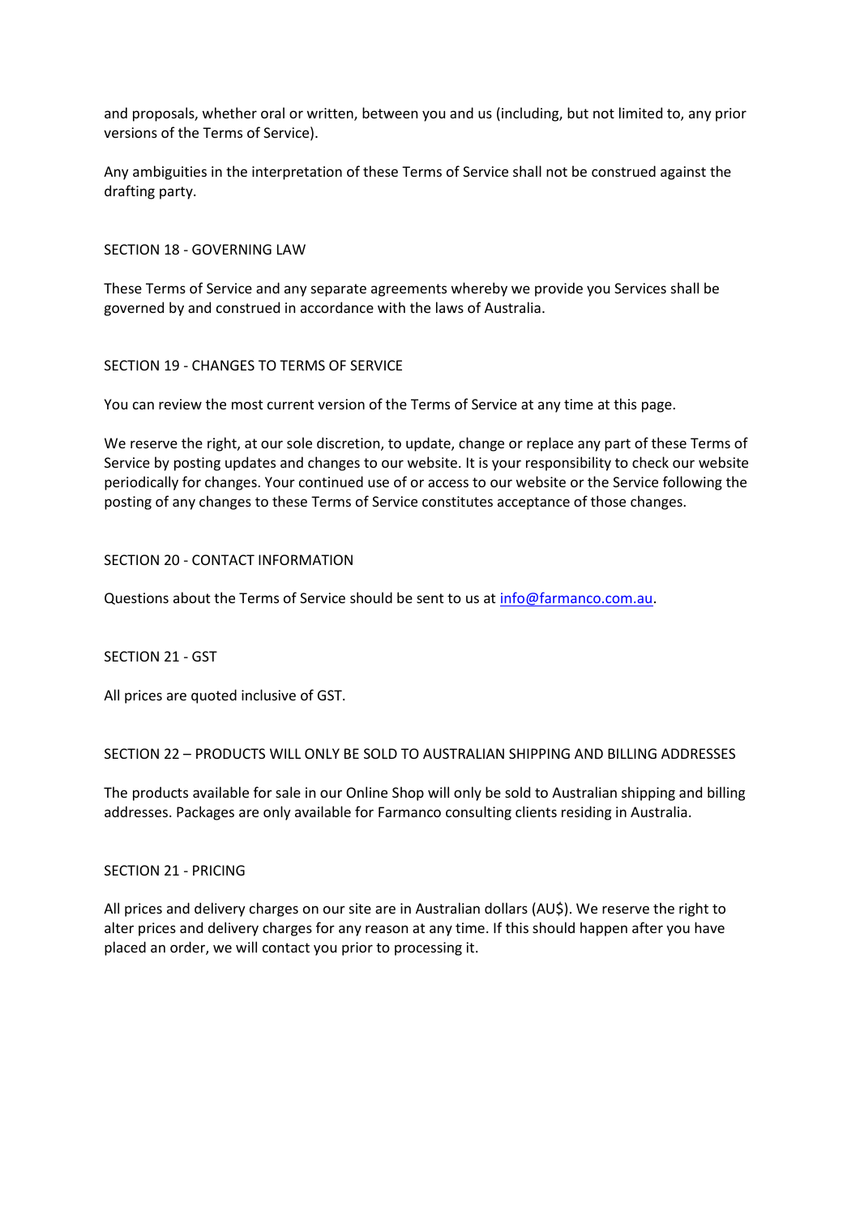and proposals, whether oral or written, between you and us (including, but not limited to, any prior versions of the Terms of Service).

Any ambiguities in the interpretation of these Terms of Service shall not be construed against the drafting party.

## SECTION 18 - GOVERNING LAW

These Terms of Service and any separate agreements whereby we provide you Services shall be governed by and construed in accordance with the laws of Australia.

## SECTION 19 - CHANGES TO TERMS OF SERVICE

You can review the most current version of the Terms of Service at any time at this page.

We reserve the right, at our sole discretion, to update, change or replace any part of these Terms of Service by posting updates and changes to our website. It is your responsibility to check our website periodically for changes. Your continued use of or access to our website or the Service following the posting of any changes to these Terms of Service constitutes acceptance of those changes.

## SECTION 20 - CONTACT INFORMATION

Questions about the Terms of Service should be sent to us at info@farmanco.com.au.

## SECTION 21 - GST

All prices are quoted inclusive of GST.

## SECTION 22 – PRODUCTS WILL ONLY BE SOLD TO AUSTRALIAN SHIPPING AND BILLING ADDRESSES

The products available for sale in our Online Shop will only be sold to Australian shipping and billing addresses. Packages are only available for Farmanco consulting clients residing in Australia.

## SECTION 21 - PRICING

All prices and delivery charges on our site are in Australian dollars (AU$). We reserve the right to alter prices and delivery charges for any reason at any time. If this should happen after you have placed an order, we will contact you prior to processing it.